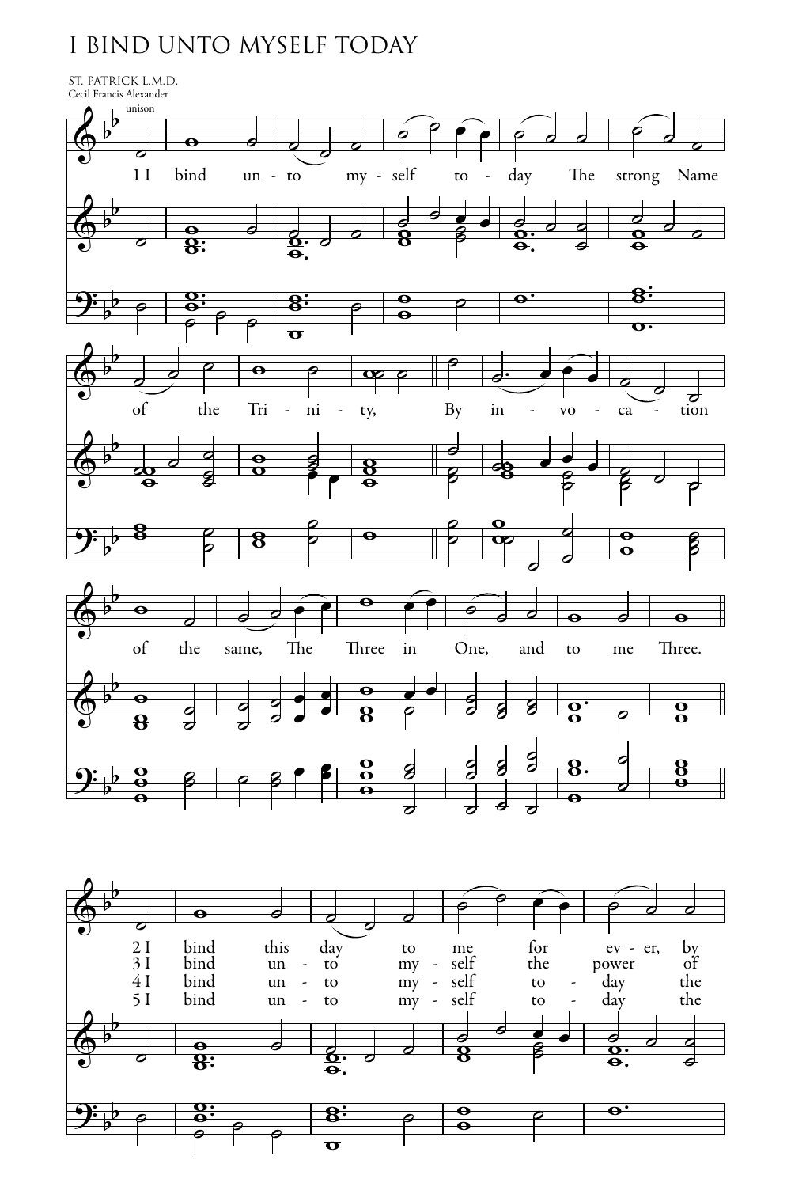# I BIND UNTO MYSELF TODAY

ST. PATRICK L.M.D.
Cecil Francis Alexander

unison

1 I bind unto myself today The strong Name of the Trinity, By invocation of the same, The Three in One, and to me Three.

2 I bind this day to me for ever, by

3 I bind unto myself the power of

4 I bind unto myself today the

5 I bind unto myself today the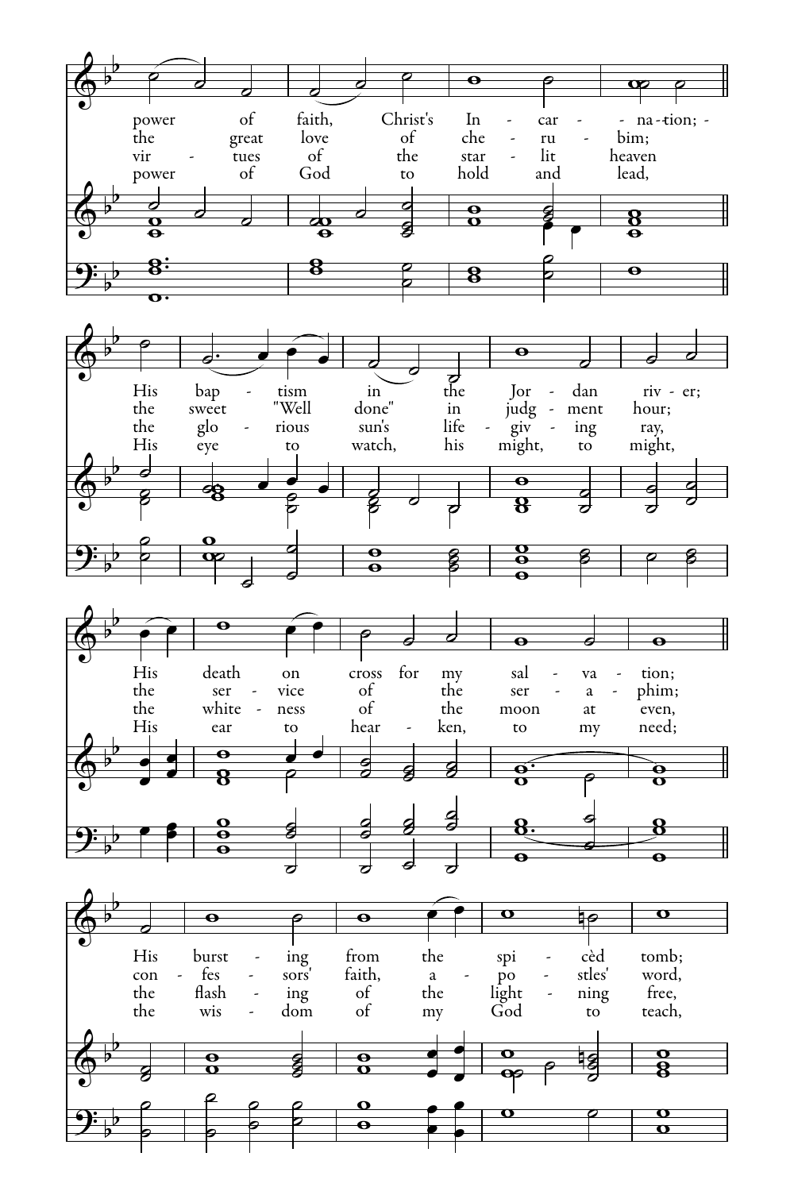power of faith, Christ's Incarnation;
the great love of cherubim;
virtues of the starlit heaven
power of God to hold and lead,

His baptism in the Jordan river;
the sweet "Well done" in judgment hour;
the glorious sun's life-giving ray,
His eye to watch, his might, to might,

His death on cross for my salvation;
the service of the seraphim;
the whiteness of the moon at even,
His ear to hearken, to my need;

His bursting from the spicèd tomb;
confessors' faith, apostles' word,
the flashing of the lightning free,
the wisdom of my God to teach,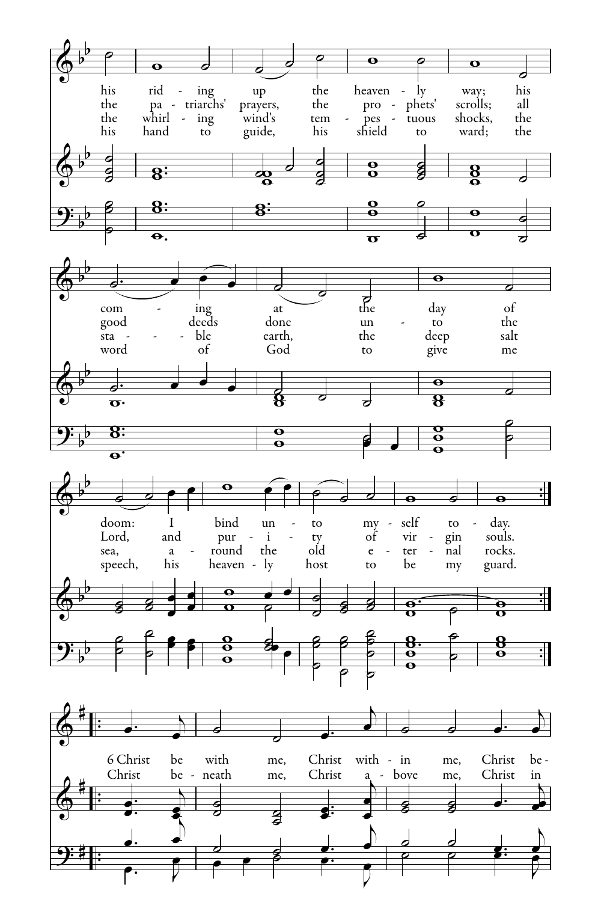his riding up the heavenly way; his coming at the day of doom: I bind unto myself today.

the patriarchs' prayers, the prophets' scrolls; all good deeds done unto the Lord, and purity of virgin souls.

the whirling wind's tempestuous shocks, the stable earth, the deep salt sea, around the old eternal rocks.

his hand to guide, his shield to ward; the word of God to give me speech, his heavenly host to be my guard.

6 Christ be with me, Christ within me, Christ be-

Christ beneath me, Christ above me, Christ in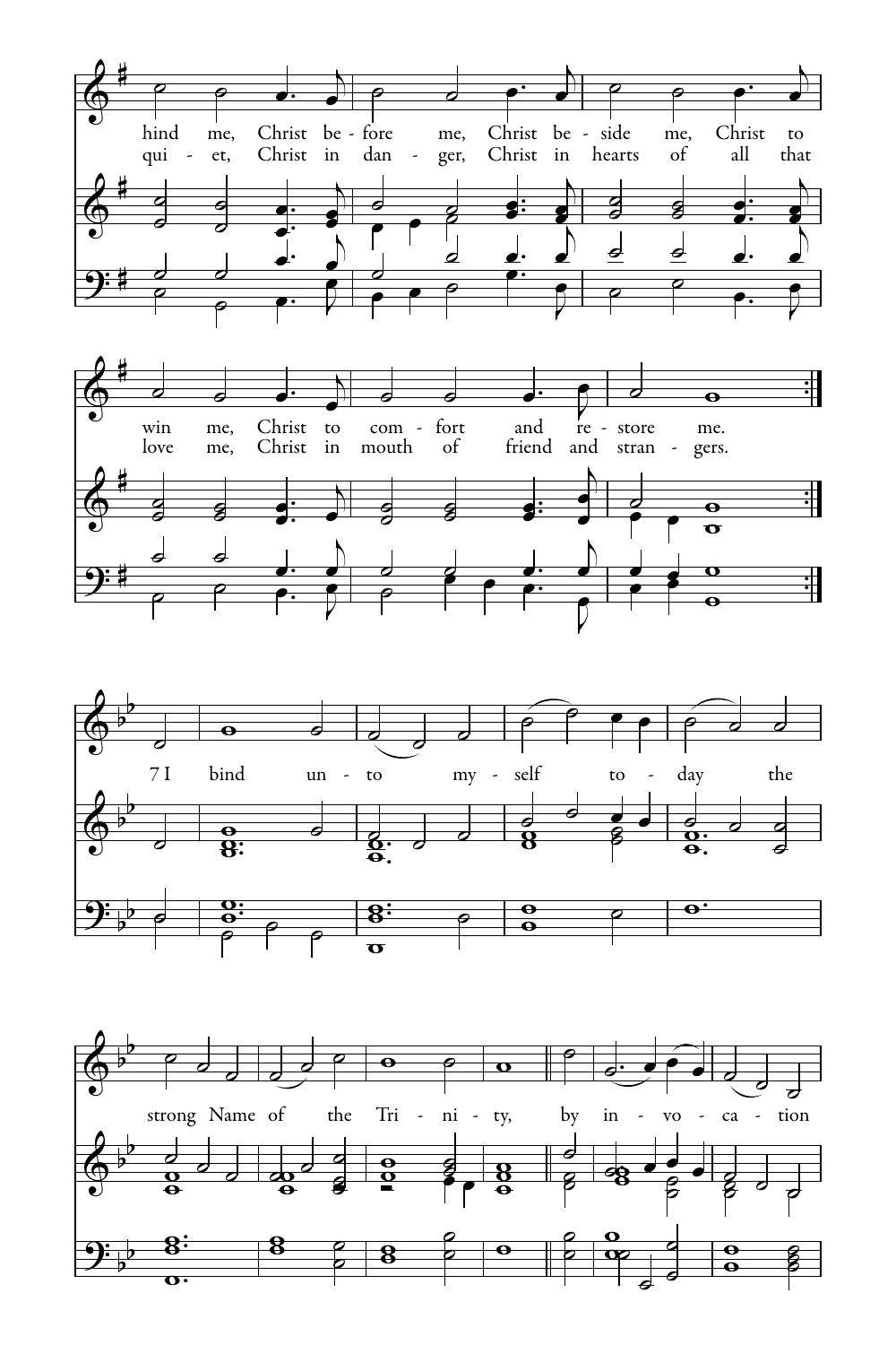hind me, Christ be - fore me, Christ be - side me, Christ to win me, Christ to com - fort and re - store me.

qui - et, Christ in dan - ger, Christ in hearts of all that love me, Christ in mouth of friend and stran - gers.

7 I bind un - to my - self to - day the strong Name of the Tri - ni - ty, by in - vo - ca - tion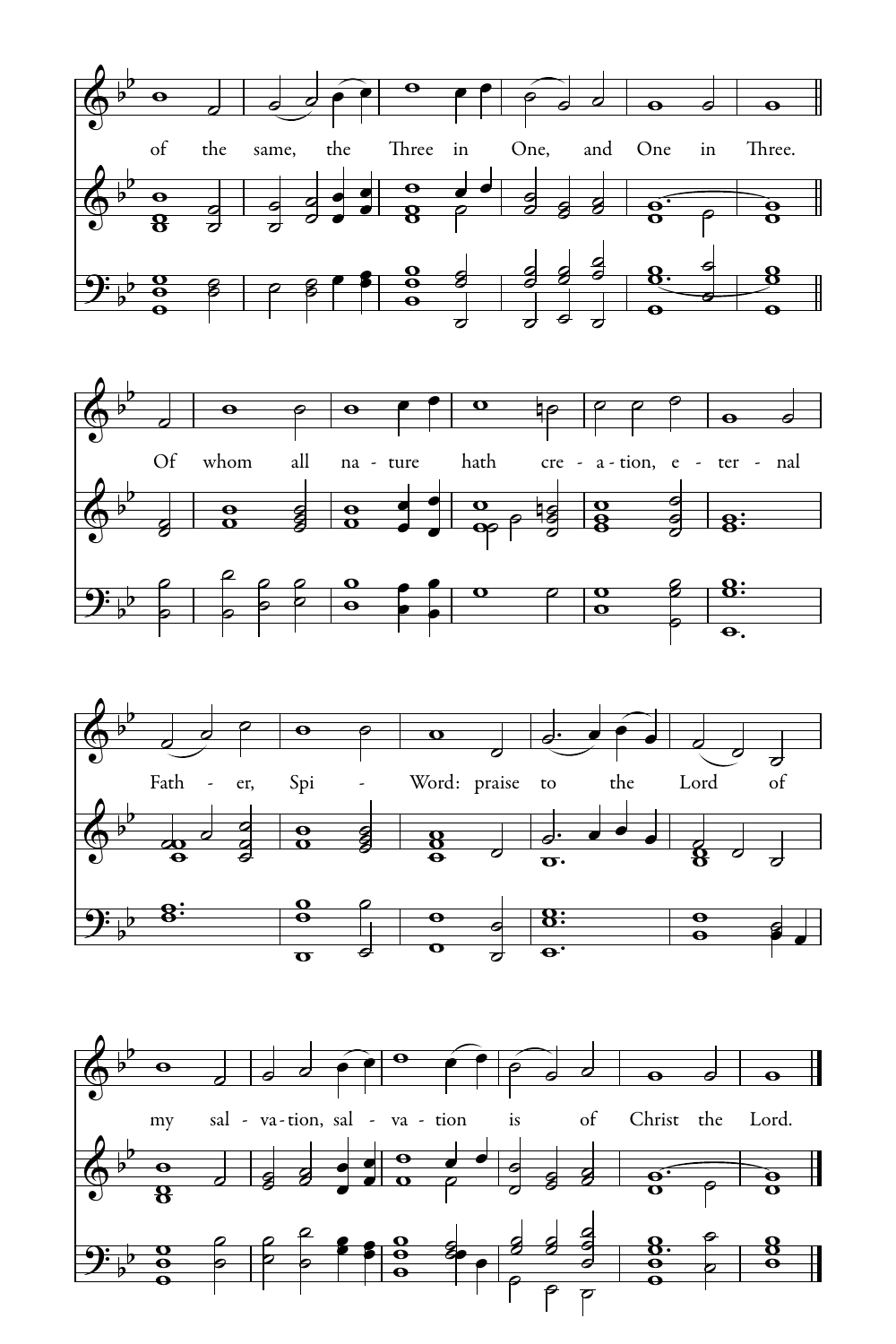of the same, the Three in One, and One in Three.

Of whom all na - ture hath cre - a - tion, e - ter - nal

Fath - er, Spi - Word: praise to the Lord of

my sal - va - tion, sal - va - tion is of Christ the Lord.